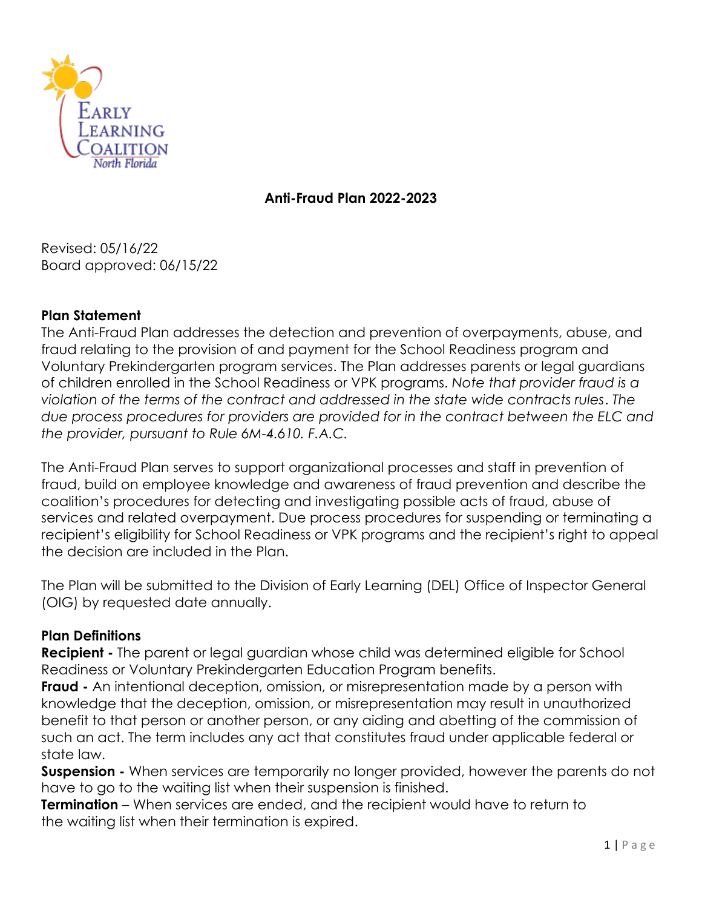Early Learning Coalition North Florida

# Anti-Fraud Plan 2022-2023

Revised: 05/16/22
Board approved: 06/15/22

**Plan Statement**
The Anti-Fraud Plan addresses the detection and prevention of overpayments, abuse, and fraud relating to the provision of and payment for the School Readiness program and Voluntary Prekindergarten program services. The Plan addresses parents or legal guardians of children enrolled in the School Readiness or VPK programs. *Note that provider fraud is a violation of the terms of the contract and addressed in the state wide contracts rules. The due process procedures for providers are provided for in the contract between the ELC and the provider, pursuant to Rule 6M-4.610. F.A.C.*

The Anti-Fraud Plan serves to support organizational processes and staff in prevention of fraud, build on employee knowledge and awareness of fraud prevention and describe the coalition's procedures for detecting and investigating possible acts of fraud, abuse of services and related overpayment. Due process procedures for suspending or terminating a recipient's eligibility for School Readiness or VPK programs and the recipient's right to appeal the decision are included in the Plan.

The Plan will be submitted to the Division of Early Learning (DEL) Office of Inspector General (OIG) by requested date annually.

**Plan Definitions**
**Recipient -** The parent or legal guardian whose child was determined eligible for School Readiness or Voluntary Prekindergarten Education Program benefits.
**Fraud -** An intentional deception, omission, or misrepresentation made by a person with knowledge that the deception, omission, or misrepresentation may result in unauthorized benefit to that person or another person, or any aiding and abetting of the commission of such an act. The term includes any act that constitutes fraud under applicable federal or state law.
**Suspension -** When services are temporarily no longer provided, however the parents do not have to go to the waiting list when their suspension is finished.
**Termination** – When services are ended, and the recipient would have to return to the waiting list when their termination is expired.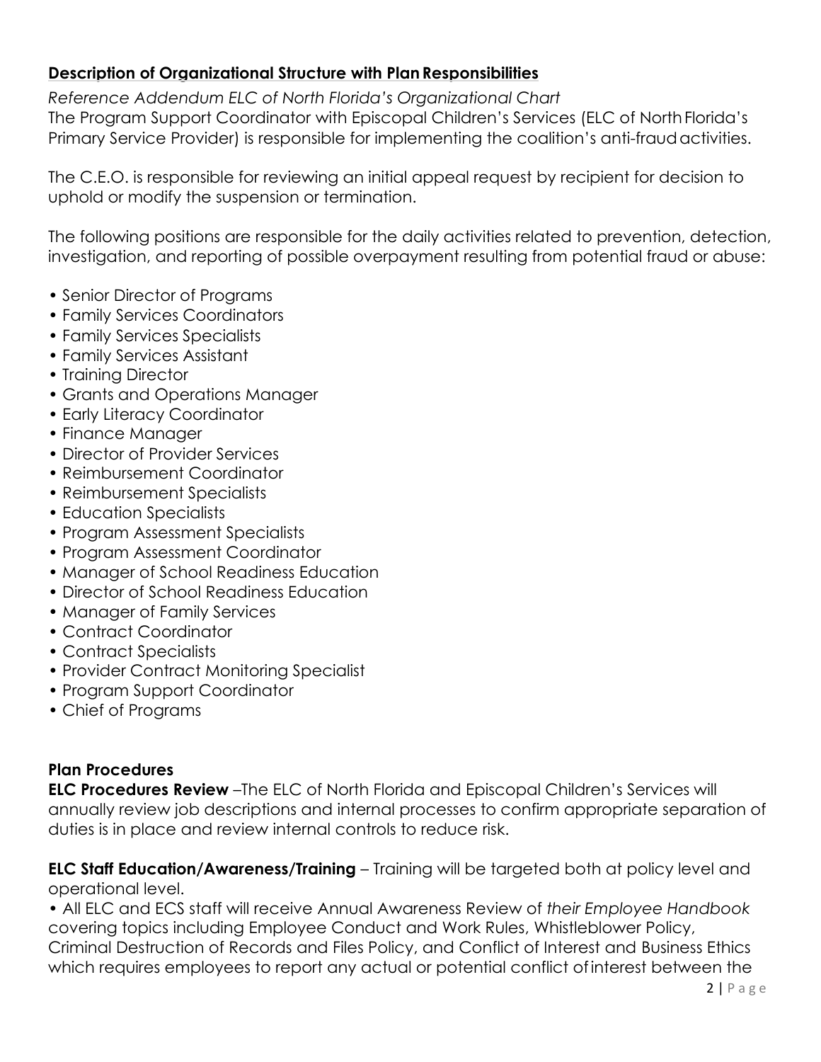## **Description of Organizational Structure with Plan Responsibilities**

*Reference Addendum ELC of North Florida's Organizational Chart*

The Program Support Coordinator with Episcopal Children's Services (ELC of North Florida's Primary Service Provider) is responsible for implementing the coalition's anti-fraud activities.

The C.E.O. is responsible for reviewing an initial appeal request by recipient for decision to uphold or modify the suspension or termination.

The following positions are responsible for the daily activities related to prevention, detection, investigation, and reporting of possible overpayment resulting from potential fraud or abuse:

- Senior Director of Programs
- Family Services Coordinators
- Family Services Specialists
- Family Services Assistant
- Training Director
- Grants and Operations Manager
- Early Literacy Coordinator
- Finance Manager
- Director of Provider Services
- Reimbursement Coordinator
- Reimbursement Specialists
- Education Specialists
- Program Assessment Specialists
- Program Assessment Coordinator
- Manager of School Readiness Education
- Director of School Readiness Education
- Manager of Family Services
- Contract Coordinator
- Contract Specialists
- Provider Contract Monitoring Specialist
- Program Support Coordinator
- Chief of Programs

### **Plan Procedures**

**ELC Procedures Review** –The ELC of North Florida and Episcopal Children's Services will annually review job descriptions and internal processes to confirm appropriate separation of duties is in place and review internal controls to reduce risk.

**ELC Staff Education/Awareness/Training** – Training will be targeted both at policy level and operational level.

- All ELC and ECS staff will receive Annual Awareness Review of *their Employee Handbook* covering topics including Employee Conduct and Work Rules, Whistleblower Policy, Criminal Destruction of Records and Files Policy, and Conflict of Interest and Business Ethics which requires employees to report any actual or potential conflict of interest between the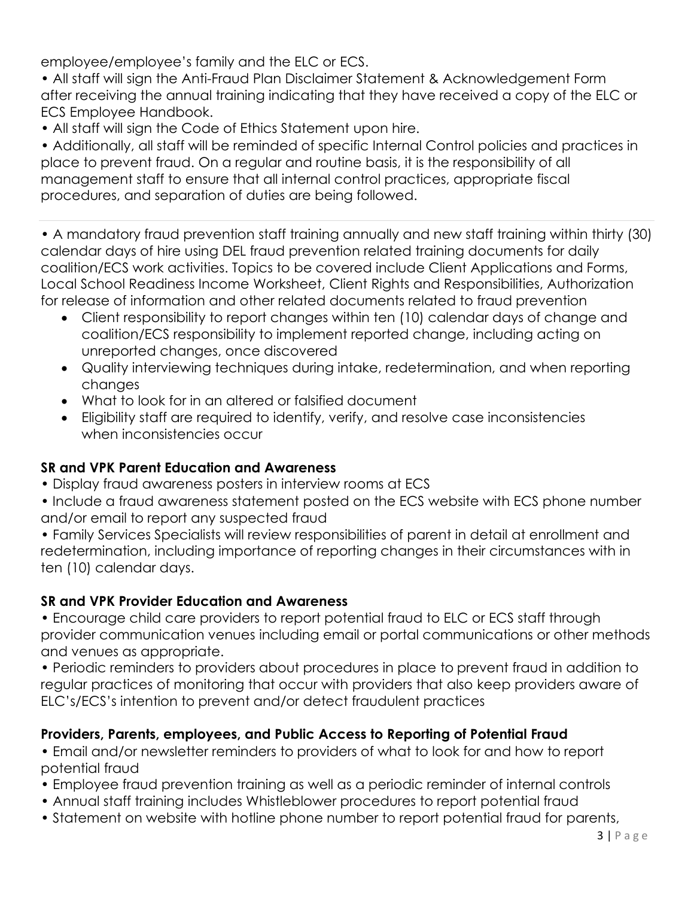employee/employee's family and the ELC or ECS.

• All staff will sign the Anti-Fraud Plan Disclaimer Statement & Acknowledgement Form after receiving the annual training indicating that they have received a copy of the ELC or ECS Employee Handbook.

• All staff will sign the Code of Ethics Statement upon hire.

• Additionally, all staff will be reminded of specific Internal Control policies and practices in place to prevent fraud. On a regular and routine basis, it is the responsibility of all management staff to ensure that all internal control practices, appropriate fiscal procedures, and separation of duties are being followed.

---

• A mandatory fraud prevention staff training annually and new staff training within thirty (30) calendar days of hire using DEL fraud prevention related training documents for daily coalition/ECS work activities. Topics to be covered include Client Applications and Forms, Local School Readiness Income Worksheet, Client Rights and Responsibilities, Authorization for release of information and other related documents related to fraud prevention

- Client responsibility to report changes within ten (10) calendar days of change and coalition/ECS responsibility to implement reported change, including acting on unreported changes, once discovered
- Quality interviewing techniques during intake, redetermination, and when reporting changes
- What to look for in an altered or falsified document
- Eligibility staff are required to identify, verify, and resolve case inconsistencies when inconsistencies occur

**SR and VPK Parent Education and Awareness**

• Display fraud awareness posters in interview rooms at ECS

• Include a fraud awareness statement posted on the ECS website with ECS phone number and/or email to report any suspected fraud

• Family Services Specialists will review responsibilities of parent in detail at enrollment and redetermination, including importance of reporting changes in their circumstances with in ten (10) calendar days.

**SR and VPK Provider Education and Awareness**

• Encourage child care providers to report potential fraud to ELC or ECS staff through provider communication venues including email or portal communications or other methods and venues as appropriate.

• Periodic reminders to providers about procedures in place to prevent fraud in addition to regular practices of monitoring that occur with providers that also keep providers aware of ELC's/ECS's intention to prevent and/or detect fraudulent practices

**Providers, Parents, employees, and Public Access to Reporting of Potential Fraud**

• Email and/or newsletter reminders to providers of what to look for and how to report potential fraud

• Employee fraud prevention training as well as a periodic reminder of internal controls

• Annual staff training includes Whistleblower procedures to report potential fraud

• Statement on website with hotline phone number to report potential fraud for parents,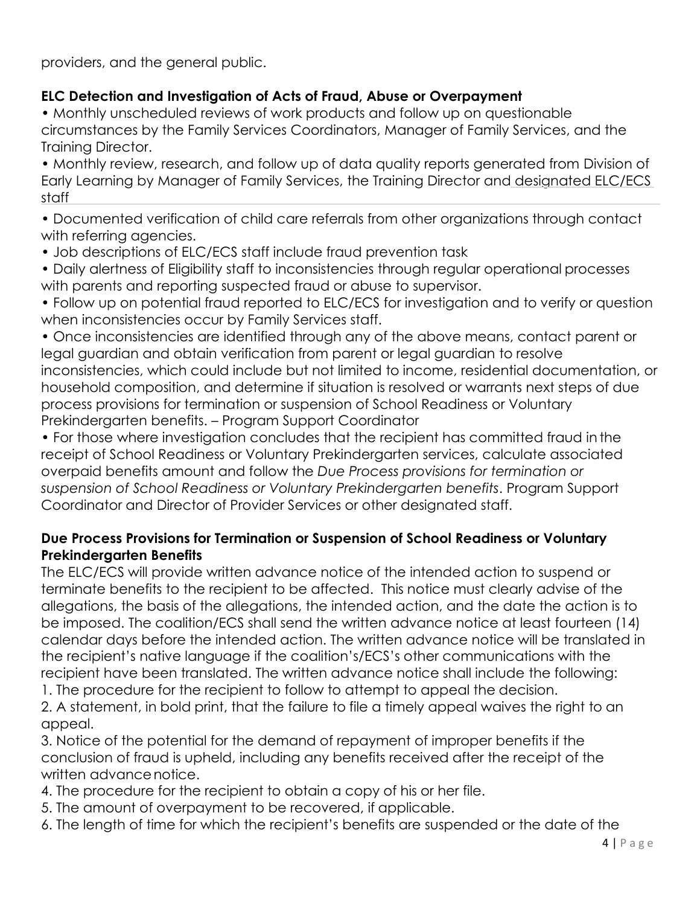providers, and the general public.

**ELC Detection and Investigation of Acts of Fraud, Abuse or Overpayment**

- Monthly unscheduled reviews of work products and follow up on questionable circumstances by the Family Services Coordinators, Manager of Family Services, and the Training Director.
- Monthly review, research, and follow up of data quality reports generated from Division of Early Learning by Manager of Family Services, the Training Director and designated ELC/ECS staff
- Documented verification of child care referrals from other organizations through contact with referring agencies.
- Job descriptions of ELC/ECS staff include fraud prevention task
- Daily alertness of Eligibility staff to inconsistencies through regular operational processes with parents and reporting suspected fraud or abuse to supervisor.
- Follow up on potential fraud reported to ELC/ECS for investigation and to verify or question when inconsistencies occur by Family Services staff.
- Once inconsistencies are identified through any of the above means, contact parent or legal guardian and obtain verification from parent or legal guardian to resolve inconsistencies, which could include but not limited to income, residential documentation, or household composition, and determine if situation is resolved or warrants next steps of due process provisions for termination or suspension of School Readiness or Voluntary Prekindergarten benefits. – Program Support Coordinator
- For those where investigation concludes that the recipient has committed fraud in the receipt of School Readiness or Voluntary Prekindergarten services, calculate associated overpaid benefits amount and follow the *Due Process provisions for termination or suspension of School Readiness or Voluntary Prekindergarten benefits*. Program Support Coordinator and Director of Provider Services or other designated staff.

**Due Process Provisions for Termination or Suspension of School Readiness or Voluntary Prekindergarten Benefits**

The ELC/ECS will provide written advance notice of the intended action to suspend or terminate benefits to the recipient to be affected. This notice must clearly advise of the allegations, the basis of the allegations, the intended action, and the date the action is to be imposed. The coalition/ECS shall send the written advance notice at least fourteen (14) calendar days before the intended action. The written advance notice will be translated in the recipient's native language if the coalition's/ECS's other communications with the recipient have been translated. The written advance notice shall include the following:

1. The procedure for the recipient to follow to attempt to appeal the decision.
2. A statement, in bold print, that the failure to file a timely appeal waives the right to an appeal.
3. Notice of the potential for the demand of repayment of improper benefits if the conclusion of fraud is upheld, including any benefits received after the receipt of the written advance notice.
4. The procedure for the recipient to obtain a copy of his or her file.
5. The amount of overpayment to be recovered, if applicable.
6. The length of time for which the recipient's benefits are suspended or the date of the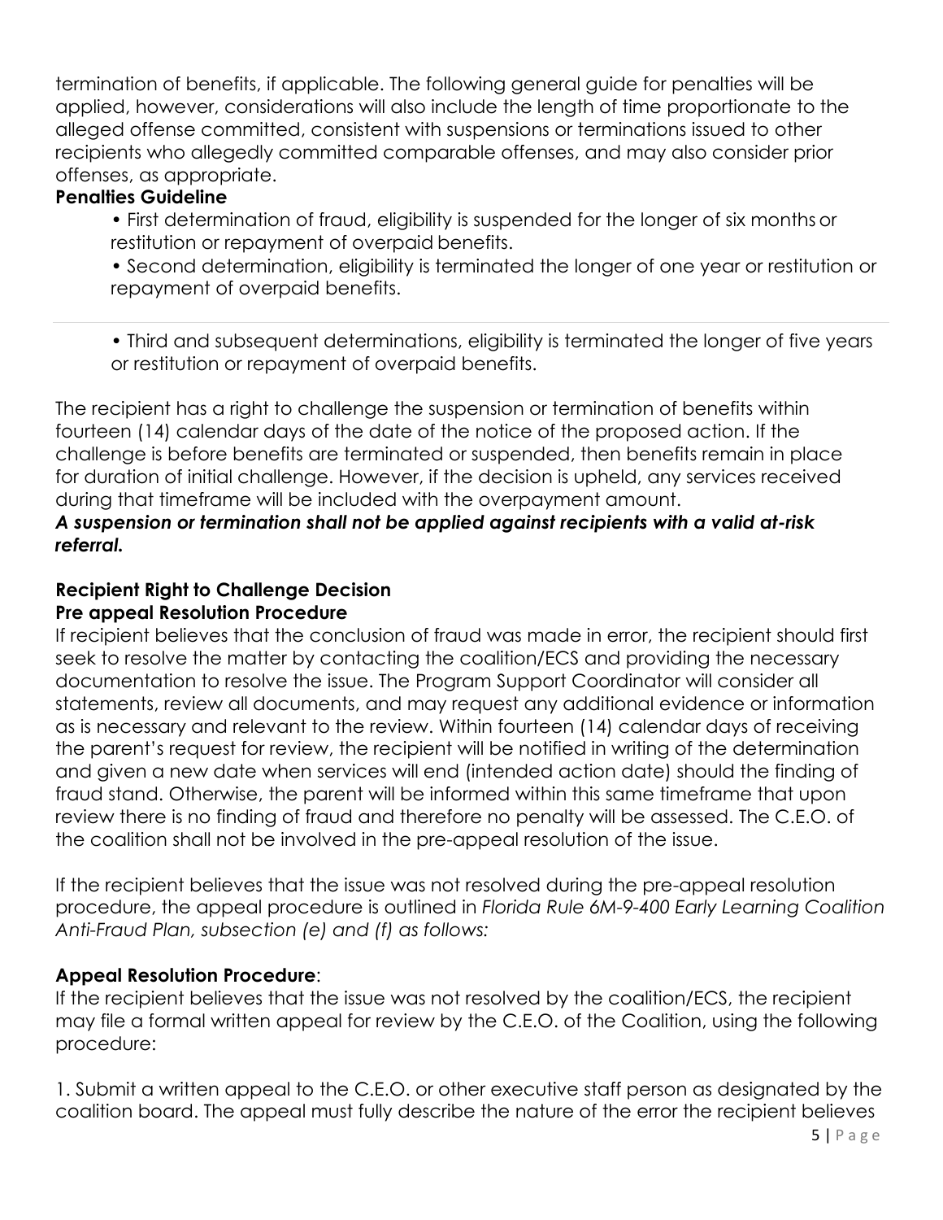termination of benefits, if applicable. The following general guide for penalties will be applied, however, considerations will also include the length of time proportionate to the alleged offense committed, consistent with suspensions or terminations issued to other recipients who allegedly committed comparable offenses, and may also consider prior offenses, as appropriate.

**Penalties Guideline**

- First determination of fraud, eligibility is suspended for the longer of six months or restitution or repayment of overpaid benefits.
- Second determination, eligibility is terminated the longer of one year or restitution or repayment of overpaid benefits.
- Third and subsequent determinations, eligibility is terminated the longer of five years or restitution or repayment of overpaid benefits.

The recipient has a right to challenge the suspension or termination of benefits within fourteen (14) calendar days of the date of the notice of the proposed action. If the challenge is before benefits are terminated or suspended, then benefits remain in place for duration of initial challenge. However, if the decision is upheld, any services received during that timeframe will be included with the overpayment amount.

***A suspension or termination shall not be applied against recipients with a valid at-risk referral.***

**Recipient Right to Challenge Decision**

**Pre appeal Resolution Procedure**

If recipient believes that the conclusion of fraud was made in error, the recipient should first seek to resolve the matter by contacting the coalition/ECS and providing the necessary documentation to resolve the issue. The Program Support Coordinator will consider all statements, review all documents, and may request any additional evidence or information as is necessary and relevant to the review. Within fourteen (14) calendar days of receiving the parent's request for review, the recipient will be notified in writing of the determination and given a new date when services will end (intended action date) should the finding of fraud stand. Otherwise, the parent will be informed within this same timeframe that upon review there is no finding of fraud and therefore no penalty will be assessed. The C.E.O. of the coalition shall not be involved in the pre-appeal resolution of the issue.

If the recipient believes that the issue was not resolved during the pre-appeal resolution procedure, the appeal procedure is outlined in *Florida Rule 6M-9-400 Early Learning Coalition Anti-Fraud Plan, subsection (e) and (f) as follows:*

**Appeal Resolution Procedure**:

If the recipient believes that the issue was not resolved by the coalition/ECS, the recipient may file a formal written appeal for review by the C.E.O. of the Coalition, using the following procedure:

1. Submit a written appeal to the C.E.O. or other executive staff person as designated by the coalition board. The appeal must fully describe the nature of the error the recipient believes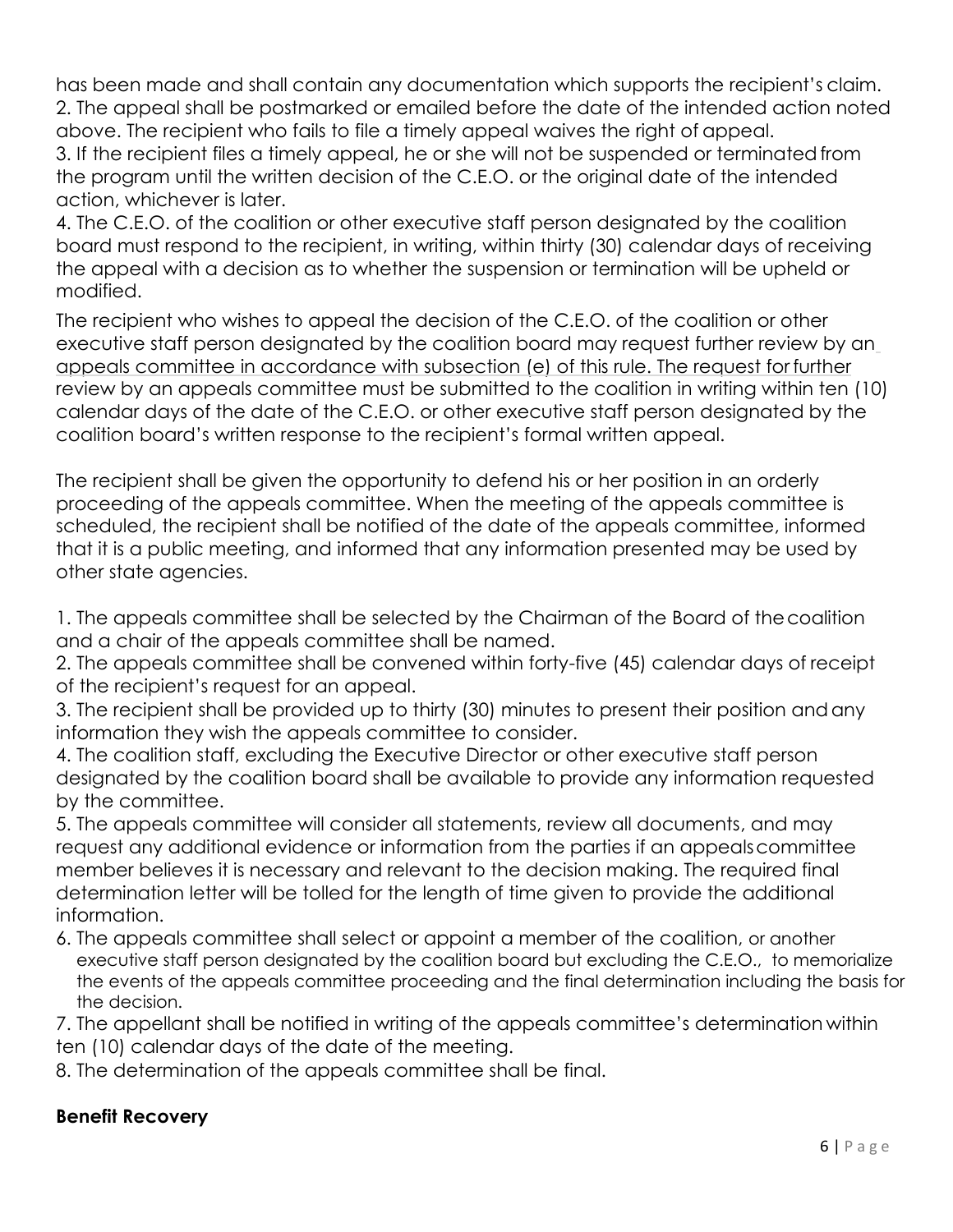has been made and shall contain any documentation which supports the recipient's claim.
2. The appeal shall be postmarked or emailed before the date of the intended action noted above. The recipient who fails to file a timely appeal waives the right of appeal.
3. If the recipient files a timely appeal, he or she will not be suspended or terminated from the program until the written decision of the C.E.O. or the original date of the intended action, whichever is later.
4. The C.E.O. of the coalition or other executive staff person designated by the coalition board must respond to the recipient, in writing, within thirty (30) calendar days of receiving the appeal with a decision as to whether the suspension or termination will be upheld or modified.

The recipient who wishes to appeal the decision of the C.E.O. of the coalition or other executive staff person designated by the coalition board may request further review by an appeals committee in accordance with subsection (e) of this rule. The request for further review by an appeals committee must be submitted to the coalition in writing within ten (10) calendar days of the date of the C.E.O. or other executive staff person designated by the coalition board's written response to the recipient's formal written appeal.

The recipient shall be given the opportunity to defend his or her position in an orderly proceeding of the appeals committee. When the meeting of the appeals committee is scheduled, the recipient shall be notified of the date of the appeals committee, informed that it is a public meeting, and informed that any information presented may be used by other state agencies.

1. The appeals committee shall be selected by the Chairman of the Board of the coalition and a chair of the appeals committee shall be named.
2. The appeals committee shall be convened within forty-five (45) calendar days of receipt of the recipient's request for an appeal.
3. The recipient shall be provided up to thirty (30) minutes to present their position and any information they wish the appeals committee to consider.
4. The coalition staff, excluding the Executive Director or other executive staff person designated by the coalition board shall be available to provide any information requested by the committee.
5. The appeals committee will consider all statements, review all documents, and may request any additional evidence or information from the parties if an appeals committee member believes it is necessary and relevant to the decision making. The required final determination letter will be tolled for the length of time given to provide the additional information.
6. The appeals committee shall select or appoint a member of the coalition, or another executive staff person designated by the coalition board but excluding the C.E.O., to memorialize the events of the appeals committee proceeding and the final determination including the basis for the decision.
7. The appellant shall be notified in writing of the appeals committee's determination within ten (10) calendar days of the date of the meeting.
8. The determination of the appeals committee shall be final.

**Benefit Recovery**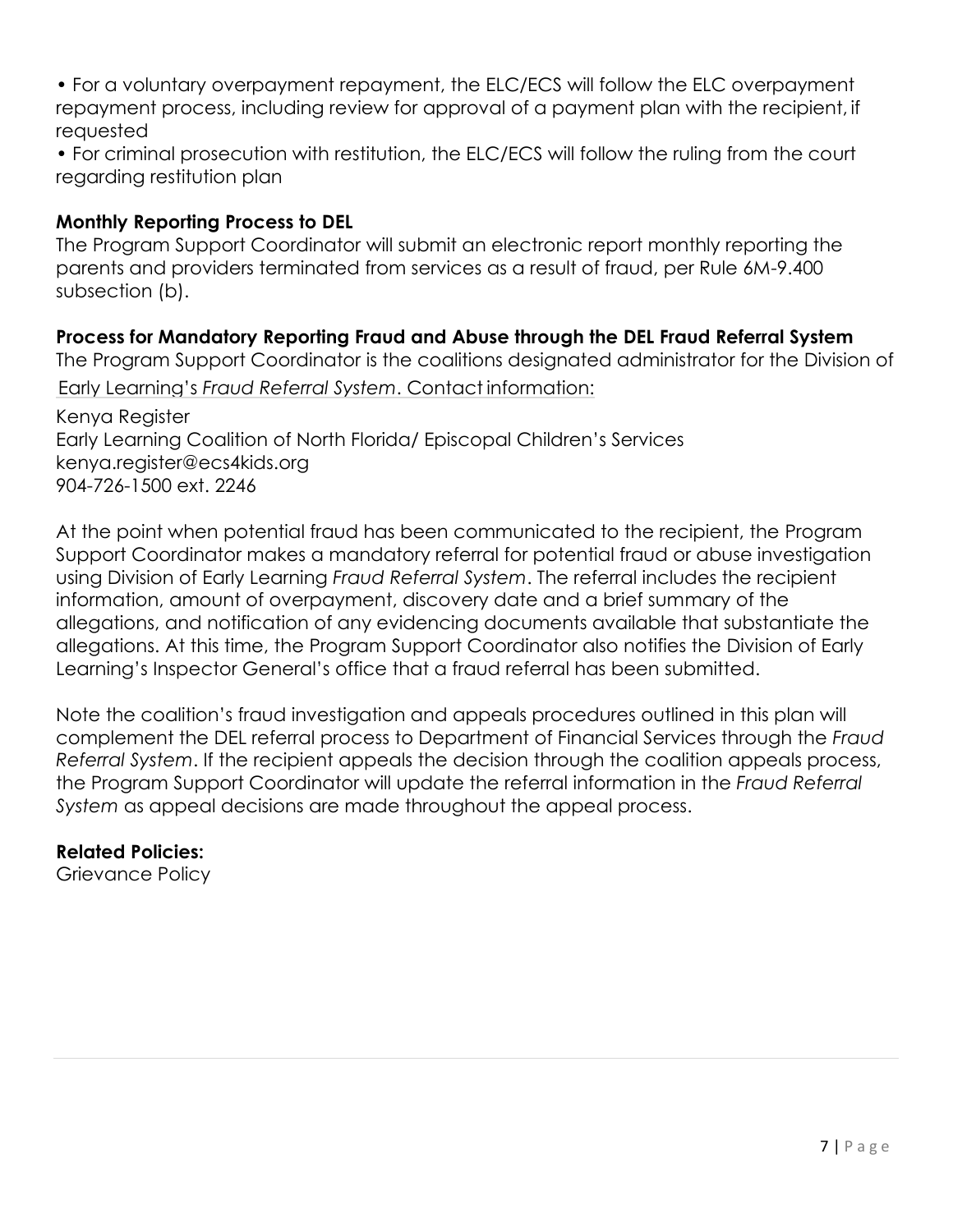- For a voluntary overpayment repayment, the ELC/ECS will follow the ELC overpayment repayment process, including review for approval of a payment plan with the recipient, if requested
- For criminal prosecution with restitution, the ELC/ECS will follow the ruling from the court regarding restitution plan

**Monthly Reporting Process to DEL**

The Program Support Coordinator will submit an electronic report monthly reporting the parents and providers terminated from services as a result of fraud, per Rule 6M-9.400 subsection (b).

**Process for Mandatory Reporting Fraud and Abuse through the DEL Fraud Referral System**

The Program Support Coordinator is the coalitions designated administrator for the Division of Early Learning's *Fraud Referral System*. Contact information:

Kenya Register
Early Learning Coalition of North Florida/ Episcopal Children's Services
kenya.register@ecs4kids.org
904-726-1500 ext. 2246

At the point when potential fraud has been communicated to the recipient, the Program Support Coordinator makes a mandatory referral for potential fraud or abuse investigation using Division of Early Learning *Fraud Referral System*. The referral includes the recipient information, amount of overpayment, discovery date and a brief summary of the allegations, and notification of any evidencing documents available that substantiate the allegations. At this time, the Program Support Coordinator also notifies the Division of Early Learning's Inspector General's office that a fraud referral has been submitted.

Note the coalition's fraud investigation and appeals procedures outlined in this plan will complement the DEL referral process to Department of Financial Services through the *Fraud Referral System*. If the recipient appeals the decision through the coalition appeals process, the Program Support Coordinator will update the referral information in the *Fraud Referral System* as appeal decisions are made throughout the appeal process.

**Related Policies:**

Grievance Policy